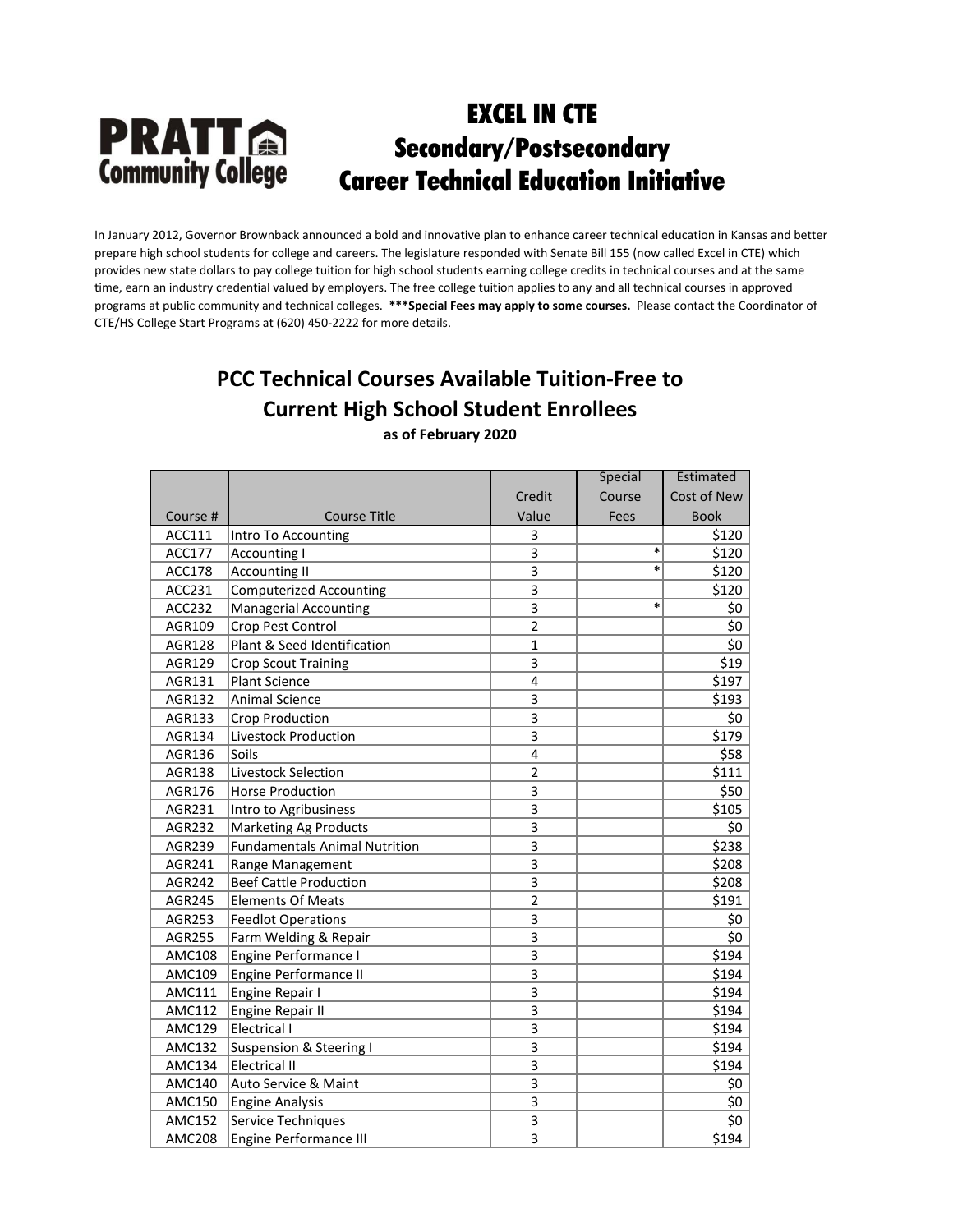**PRATT Community College**

# EXCEL IN CTE
# Secondary/Postsecondary
# Career Technical Education Initiative

In January 2012, Governor Brownback announced a bold and innovative plan to enhance career technical education in Kansas and better prepare high school students for college and careers. The legislature responded with Senate Bill 155 (now called Excel in CTE) which provides new state dollars to pay college tuition for high school students earning college credits in technical courses and at the same time, earn an industry credential valued by employers. The free college tuition applies to any and all technical courses in approved programs at public community and technical colleges. **\*\*\*Special Fees may apply to some courses.** Please contact the Coordinator of CTE/HS College Start Programs at (620) 450-2222 for more details.

## PCC Technical Courses Available Tuition-Free to Current High School Student Enrollees

**as of February 2020**

| Course # | Course Title | Credit Value | Special Course Fees | Estimated Cost of New Book |
|---|---|---|---|---|
| ACC111 | Intro To Accounting | 3 | | $120 |
| ACC177 | Accounting I | 3 | * | $120 |
| ACC178 | Accounting II | 3 | * | $120 |
| ACC231 | Computerized Accounting | 3 | | $120 |
| ACC232 | Managerial Accounting | 3 | * | $0 |
| AGR109 | Crop Pest Control | 2 | | $0 |
| AGR128 | Plant & Seed Identification | 1 | | $0 |
| AGR129 | Crop Scout Training | 3 | | $19 |
| AGR131 | Plant Science | 4 | | $197 |
| AGR132 | Animal Science | 3 | | $193 |
| AGR133 | Crop Production | 3 | | $0 |
| AGR134 | Livestock Production | 3 | | $179 |
| AGR136 | Soils | 4 | | $58 |
| AGR138 | Livestock Selection | 2 | | $111 |
| AGR176 | Horse Production | 3 | | $50 |
| AGR231 | Intro to Agribusiness | 3 | | $105 |
| AGR232 | Marketing Ag Products | 3 | | $0 |
| AGR239 | Fundamentals Animal Nutrition | 3 | | $238 |
| AGR241 | Range Management | 3 | | $208 |
| AGR242 | Beef Cattle Production | 3 | | $208 |
| AGR245 | Elements Of Meats | 2 | | $191 |
| AGR253 | Feedlot Operations | 3 | | $0 |
| AGR255 | Farm Welding & Repair | 3 | | $0 |
| AMC108 | Engine Performance I | 3 | | $194 |
| AMC109 | Engine Performance II | 3 | | $194 |
| AMC111 | Engine Repair I | 3 | | $194 |
| AMC112 | Engine Repair II | 3 | | $194 |
| AMC129 | Electrical I | 3 | | $194 |
| AMC132 | Suspension & Steering I | 3 | | $194 |
| AMC134 | Electrical II | 3 | | $194 |
| AMC140 | Auto Service & Maint | 3 | | $0 |
| AMC150 | Engine Analysis | 3 | | $0 |
| AMC152 | Service Techniques | 3 | | $0 |
| AMC208 | Engine Performance III | 3 | | $194 |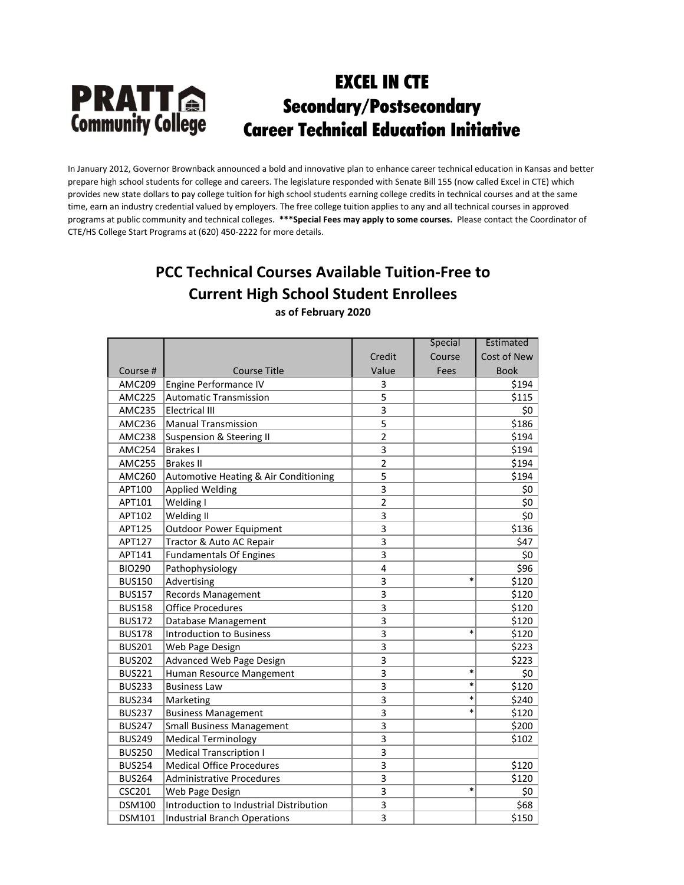# EXCEL IN CTE
# Secondary/Postsecondary
# Career Technical Education Initiative

PRATT Community College

In January 2012, Governor Brownback announced a bold and innovative plan to enhance career technical education in Kansas and better prepare high school students for college and careers. The legislature responded with Senate Bill 155 (now called Excel in CTE) which provides new state dollars to pay college tuition for high school students earning college credits in technical courses and at the same time, earn an industry credential valued by employers. The free college tuition applies to any and all technical courses in approved programs at public community and technical colleges. **\*\*\*Special Fees may apply to some courses.** Please contact the Coordinator of CTE/HS College Start Programs at (620) 450-2222 for more details.

## PCC Technical Courses Available Tuition-Free to Current High School Student Enrollees

**as of February 2020**

| Course # | Course Title | Credit Value | Special Course Fees | Estimated Cost of New Book |
|---|---|---|---|---|
| AMC209 | Engine Performance IV | 3 | | $194 |
| AMC225 | Automatic Transmission | 5 | | $115 |
| AMC235 | Electrical III | 3 | | $0 |
| AMC236 | Manual Transmission | 5 | | $186 |
| AMC238 | Suspension & Steering II | 2 | | $194 |
| AMC254 | Brakes I | 3 | | $194 |
| AMC255 | Brakes II | 2 | | $194 |
| AMC260 | Automotive Heating & Air Conditioning | 5 | | $194 |
| APT100 | Applied Welding | 3 | | $0 |
| APT101 | Welding I | 2 | | $0 |
| APT102 | Welding II | 3 | | $0 |
| APT125 | Outdoor Power Equipment | 3 | | $136 |
| APT127 | Tractor & Auto AC Repair | 3 | | $47 |
| APT141 | Fundamentals Of Engines | 3 | | $0 |
| BIO290 | Pathophysiology | 4 | | $96 |
| BUS150 | Advertising | 3 | * | $120 |
| BUS157 | Records Management | 3 | | $120 |
| BUS158 | Office Procedures | 3 | | $120 |
| BUS172 | Database Management | 3 | | $120 |
| BUS178 | Introduction to Business | 3 | * | $120 |
| BUS201 | Web Page Design | 3 | | $223 |
| BUS202 | Advanced Web Page Design | 3 | | $223 |
| BUS221 | Human Resource Mangement | 3 | * | $0 |
| BUS233 | Business Law | 3 | * | $120 |
| BUS234 | Marketing | 3 | * | $240 |
| BUS237 | Business Management | 3 | * | $120 |
| BUS247 | Small Business Management | 3 | | $200 |
| BUS249 | Medical Terminology | 3 | | $102 |
| BUS250 | Medical Transcription I | 3 | | |
| BUS254 | Medical Office Procedures | 3 | | $120 |
| BUS264 | Administrative Procedures | 3 | | $120 |
| CSC201 | Web Page Design | 3 | * | $0 |
| DSM100 | Introduction to Industrial Distribution | 3 | | $68 |
| DSM101 | Industrial Branch Operations | 3 | | $150 |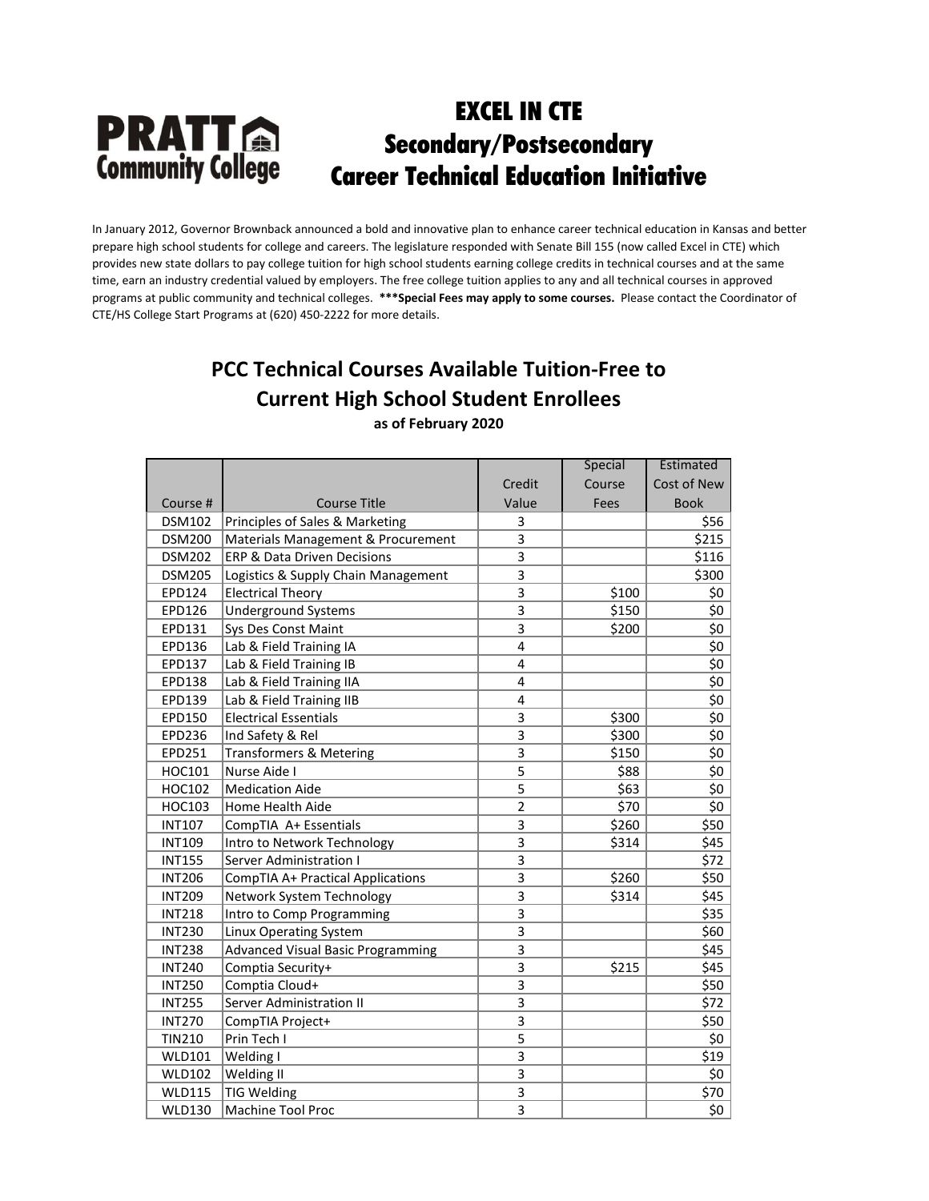**PRATT Community College**

# EXCEL IN CTE
# Secondary/Postsecondary
# Career Technical Education Initiative

In January 2012, Governor Brownback announced a bold and innovative plan to enhance career technical education in Kansas and better prepare high school students for college and careers. The legislature responded with Senate Bill 155 (now called Excel in CTE) which provides new state dollars to pay college tuition for high school students earning college credits in technical courses and at the same time, earn an industry credential valued by employers. The free college tuition applies to any and all technical courses in approved programs at public community and technical colleges. **\*\*\*Special Fees may apply to some courses.** Please contact the Coordinator of CTE/HS College Start Programs at (620) 450-2222 for more details.

## PCC Technical Courses Available Tuition-Free to Current High School Student Enrollees

**as of February 2020**

| Course # | Course Title | Credit Value | Special Course Fees | Estimated Cost of New Book |
|---|---|---|---|---|
| DSM102 | Principles of Sales & Marketing | 3 | | $56 |
| DSM200 | Materials Management & Procurement | 3 | | $215 |
| DSM202 | ERP & Data Driven Decisions | 3 | | $116 |
| DSM205 | Logistics & Supply Chain Management | 3 | | $300 |
| EPD124 | Electrical Theory | 3 | $100 | $0 |
| EPD126 | Underground Systems | 3 | $150 | $0 |
| EPD131 | Sys Des Const Maint | 3 | $200 | $0 |
| EPD136 | Lab & Field Training IA | 4 | | $0 |
| EPD137 | Lab & Field Training IB | 4 | | $0 |
| EPD138 | Lab & Field Training IIA | 4 | | $0 |
| EPD139 | Lab & Field Training IIB | 4 | | $0 |
| EPD150 | Electrical Essentials | 3 | $300 | $0 |
| EPD236 | Ind Safety & Rel | 3 | $300 | $0 |
| EPD251 | Transformers & Metering | 3 | $150 | $0 |
| HOC101 | Nurse Aide I | 5 | $88 | $0 |
| HOC102 | Medication Aide | 5 | $63 | $0 |
| HOC103 | Home Health Aide | 2 | $70 | $0 |
| INT107 | CompTIA A+ Essentials | 3 | $260 | $50 |
| INT109 | Intro to Network Technology | 3 | $314 | $45 |
| INT155 | Server Administration I | 3 | | $72 |
| INT206 | CompTIA A+ Practical Applications | 3 | $260 | $50 |
| INT209 | Network System Technology | 3 | $314 | $45 |
| INT218 | Intro to Comp Programming | 3 | | $35 |
| INT230 | Linux Operating System | 3 | | $60 |
| INT238 | Advanced Visual Basic Programming | 3 | | $45 |
| INT240 | Comptia Security+ | 3 | $215 | $45 |
| INT250 | Comptia Cloud+ | 3 | | $50 |
| INT255 | Server Administration II | 3 | | $72 |
| INT270 | CompTIA Project+ | 3 | | $50 |
| TIN210 | Prin Tech I | 5 | | $0 |
| WLD101 | Welding I | 3 | | $19 |
| WLD102 | Welding II | 3 | | $0 |
| WLD115 | TIG Welding | 3 | | $70 |
| WLD130 | Machine Tool Proc | 3 | | $0 |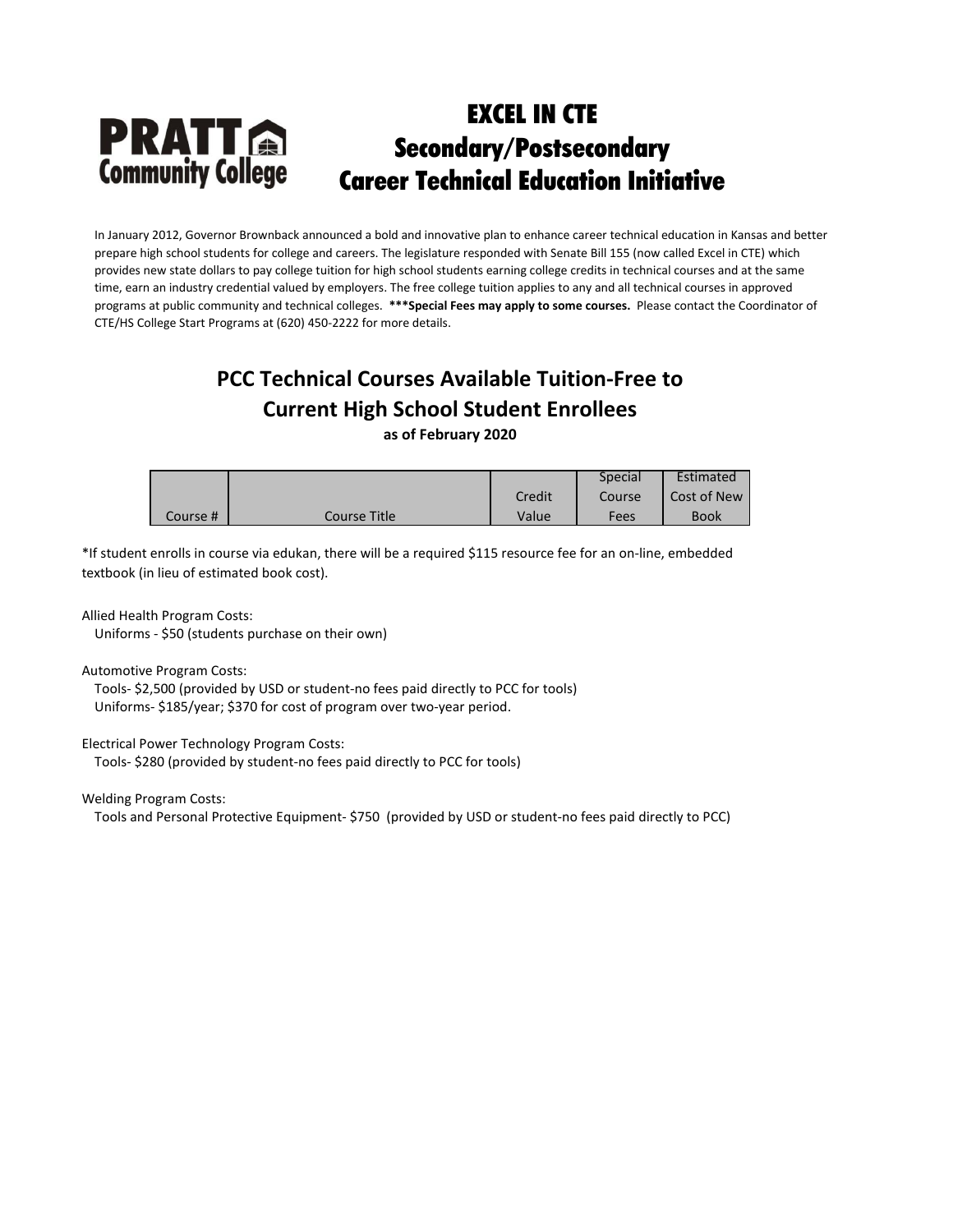# EXCEL IN CTE
# Secondary/Postsecondary
# Career Technical Education Initiative

**PRATT Community College**

In January 2012, Governor Brownback announced a bold and innovative plan to enhance career technical education in Kansas and better prepare high school students for college and careers. The legislature responded with Senate Bill 155 (now called Excel in CTE) which provides new state dollars to pay college tuition for high school students earning college credits in technical courses and at the same time, earn an industry credential valued by employers. The free college tuition applies to any and all technical courses in approved programs at public community and technical colleges. **\*\*\*Special Fees may apply to some courses.** Please contact the Coordinator of CTE/HS College Start Programs at (620) 450-2222 for more details.

## PCC Technical Courses Available Tuition-Free to Current High School Student Enrollees

**as of February 2020**

| Course # | Course Title | Credit Value | Special Course Fees | Estimated Cost of New Book |
|---|---|---|---|---|

*If student enrolls in course via edukan, there will be a required $115 resource fee for an on-line, embedded textbook (in lieu of estimated book cost).

Allied Health Program Costs:
Uniforms - $50 (students purchase on their own)

Automotive Program Costs:
Tools- $2,500 (provided by USD or student-no fees paid directly to PCC for tools)
Uniforms- $185/year; $370 for cost of program over two-year period.

Electrical Power Technology Program Costs:
Tools- $280 (provided by student-no fees paid directly to PCC for tools)

Welding Program Costs:
Tools and Personal Protective Equipment- $750 (provided by USD or student-no fees paid directly to PCC)